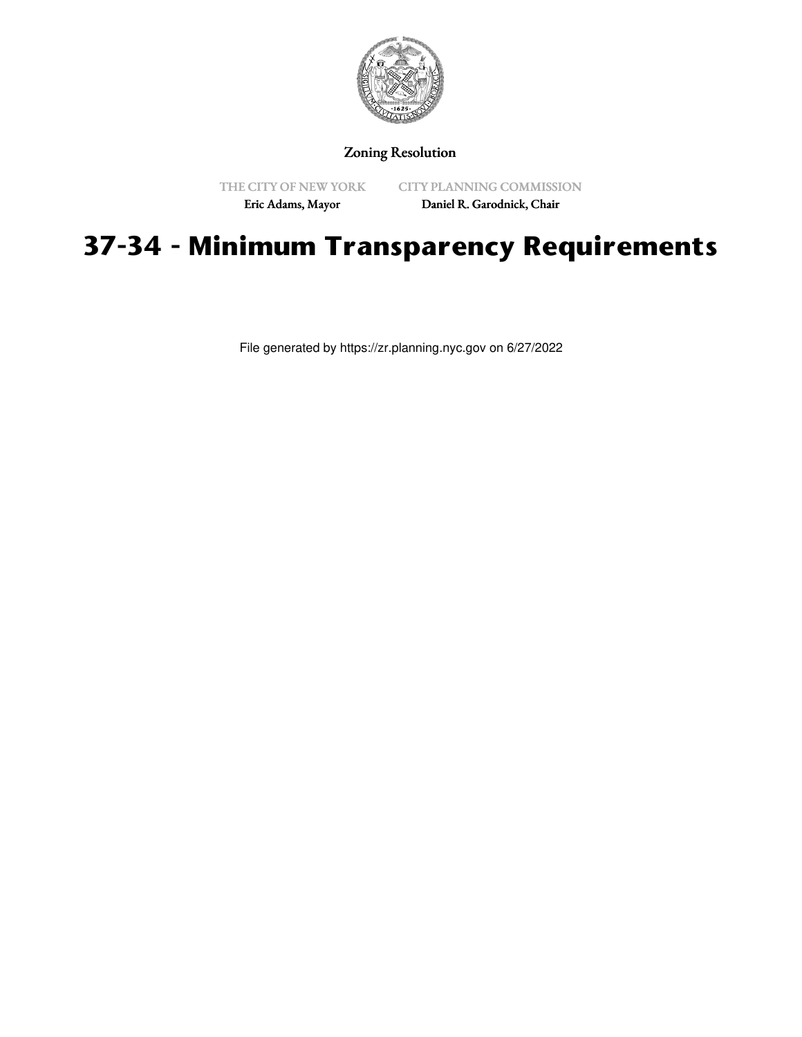Zoning Resolution

THE CITY OF NEW YORK
Eric Adams, Mayor

CITY PLANNING COMMISSION
Daniel R. Garodnick, Chair

# 37-34 - Minimum Transparency Requirements

File generated by https://zr.planning.nyc.gov on 6/27/2022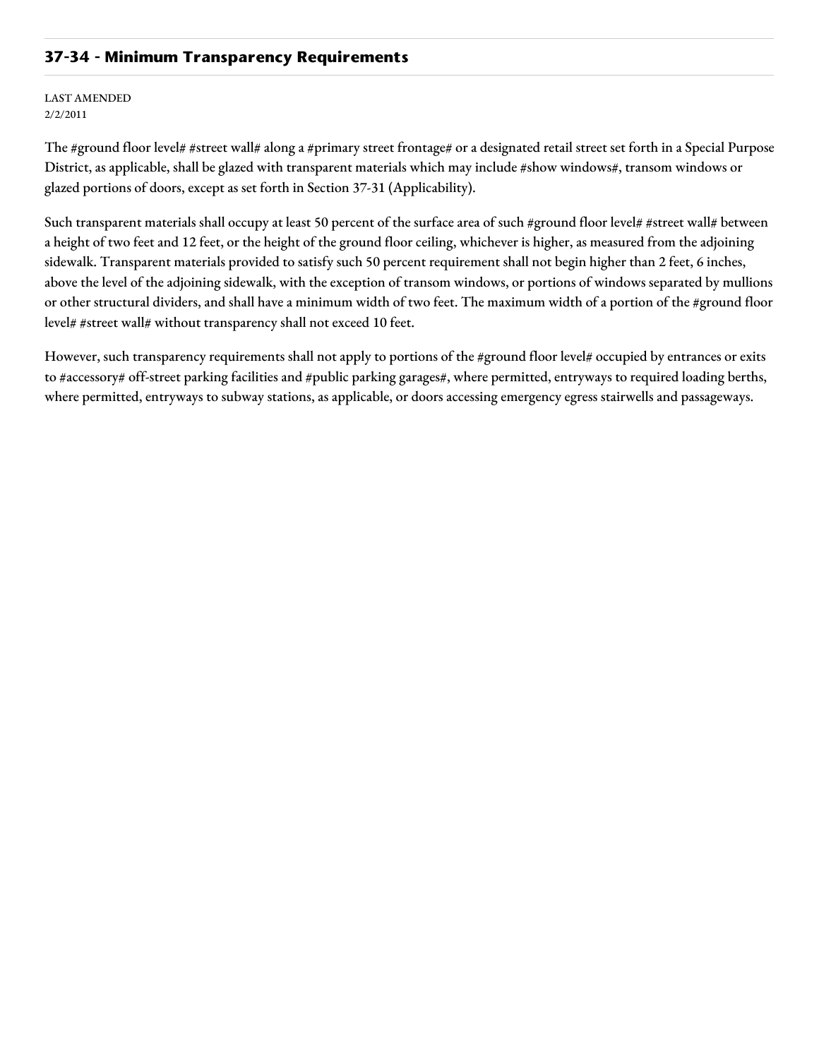## 37-34 - Minimum Transparency Requirements

LAST AMENDED
2/2/2011

The #ground floor level# #street wall# along a #primary street frontage# or a designated retail street set forth in a Special Purpose District, as applicable, shall be glazed with transparent materials which may include #show windows#, transom windows or glazed portions of doors, except as set forth in Section 37-31 (Applicability).

Such transparent materials shall occupy at least 50 percent of the surface area of such #ground floor level# #street wall# between a height of two feet and 12 feet, or the height of the ground floor ceiling, whichever is higher, as measured from the adjoining sidewalk. Transparent materials provided to satisfy such 50 percent requirement shall not begin higher than 2 feet, 6 inches, above the level of the adjoining sidewalk, with the exception of transom windows, or portions of windows separated by mullions or other structural dividers, and shall have a minimum width of two feet. The maximum width of a portion of the #ground floor level# #street wall# without transparency shall not exceed 10 feet.

However, such transparency requirements shall not apply to portions of the #ground floor level# occupied by entrances or exits to #accessory# off-street parking facilities and #public parking garages#, where permitted, entryways to required loading berths, where permitted, entryways to subway stations, as applicable, or doors accessing emergency egress stairwells and passageways.